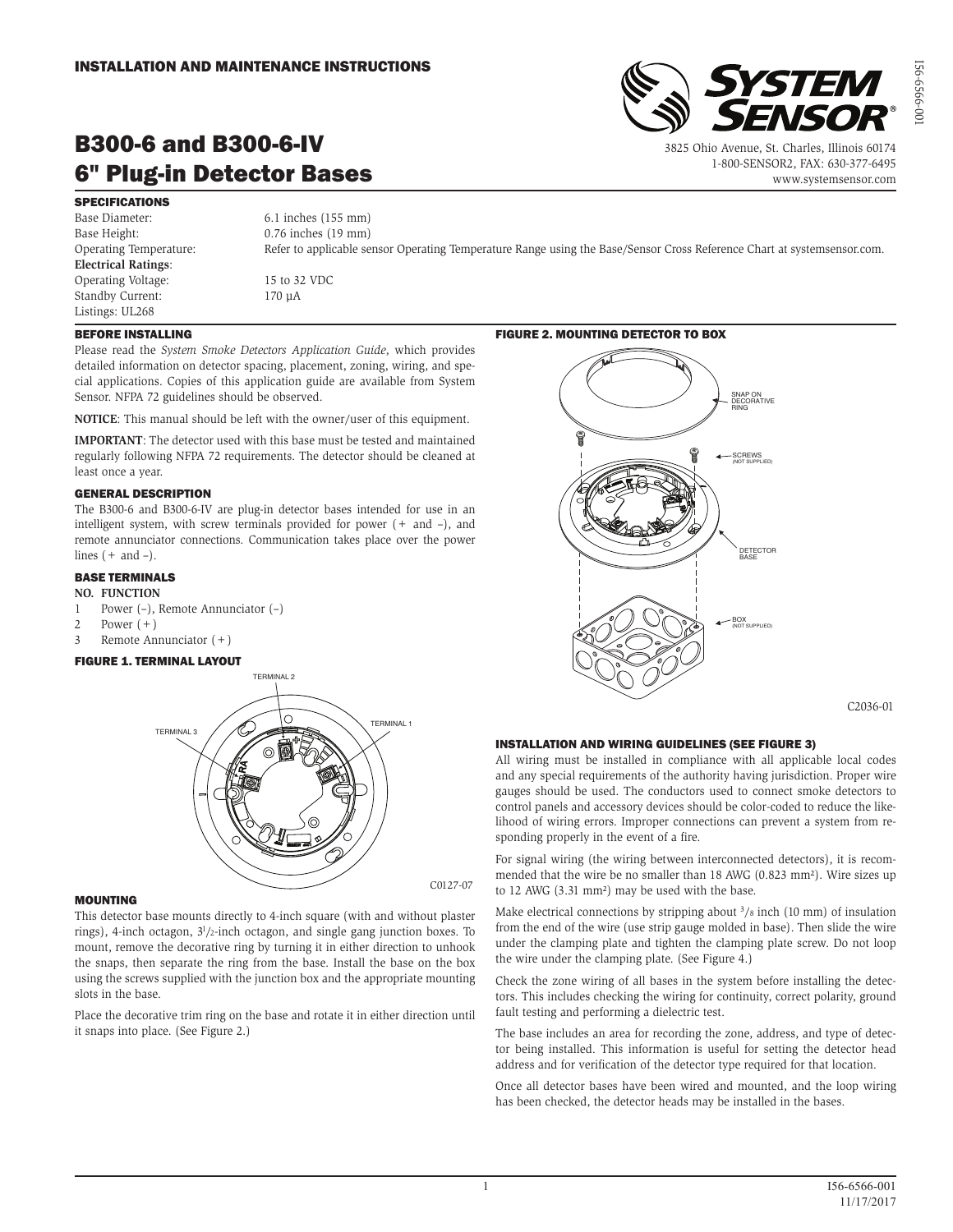INSTALLATION AND MAINTENANCE INSTRUCTIONS

# B300-6 and B300-6-IV 6" Plug-in Detector Bases

3825 Ohio Avenue, St. Charles, Illinois 60174
1-800-SENSOR2, FAX: 630-377-6495
www.systemsensor.com

## SPECIFICATIONS

Base Diameter: 6.1 inches (155 mm)
Base Height: 0.76 inches (19 mm)
Operating Temperature: Refer to applicable sensor Operating Temperature Range using the Base/Sensor Cross Reference Chart at systemsensor.com.
**Electrical Ratings**:
Operating Voltage: 15 to 32 VDC
Standby Current: 170 µA
Listings: UL268

## BEFORE INSTALLING

Please read the *System Smoke Detectors Application Guide*, which provides detailed information on detector spacing, placement, zoning, wiring, and special applications. Copies of this application guide are available from System Sensor. NFPA 72 guidelines should be observed.

**NOTICE**: This manual should be left with the owner/user of this equipment.

**IMPORTANT**: The detector used with this base must be tested and maintained regularly following NFPA 72 requirements. The detector should be cleaned at least once a year.

## GENERAL DESCRIPTION

The B300-6 and B300-6-IV are plug-in detector bases intended for use in an intelligent system, with screw terminals provided for power (+ and –), and remote annunciator connections. Communication takes place over the power lines (+ and –).

## BASE TERMINALS

**NO. FUNCTION**

1. Power (–), Remote Annunciator (–)
2. Power (+)
3. Remote Annunciator (+)

### FIGURE 1. TERMINAL LAYOUT

TERMINAL 2, TERMINAL 3, TERMINAL 1

C0127-07

## MOUNTING

This detector base mounts directly to 4-inch square (with and without plaster rings), 4-inch octagon, 3½-inch octagon, and single gang junction boxes. To mount, remove the decorative ring by turning it in either direction to unhook the snaps, then separate the ring from the base. Install the base on the box using the screws supplied with the junction box and the appropriate mounting slots in the base.

Place the decorative trim ring on the base and rotate it in either direction until it snaps into place. (See Figure 2.)

### FIGURE 2. MOUNTING DETECTOR TO BOX

SNAP ON DECORATIVE RING
SCREWS (NOT SUPPLIED)
DETECTOR BASE
BOX (NOT SUPPLIED)

C2036-01

## INSTALLATION AND WIRING GUIDELINES (SEE FIGURE 3)

All wiring must be installed in compliance with all applicable local codes and any special requirements of the authority having jurisdiction. Proper wire gauges should be used. The conductors used to connect smoke detectors to control panels and accessory devices should be color-coded to reduce the likelihood of wiring errors. Improper connections can prevent a system from responding properly in the event of a fire.

For signal wiring (the wiring between interconnected detectors), it is recommended that the wire be no smaller than 18 AWG (0.823 mm²). Wire sizes up to 12 AWG (3.31 mm²) may be used with the base.

Make electrical connections by stripping about 3/8 inch (10 mm) of insulation from the end of the wire (use strip gauge molded in base). Then slide the wire under the clamping plate and tighten the clamping plate screw. Do not loop the wire under the clamping plate. (See Figure 4.)

Check the zone wiring of all bases in the system before installing the detectors. This includes checking the wiring for continuity, correct polarity, ground fault testing and performing a dielectric test.

The base includes an area for recording the zone, address, and type of detector being installed. This information is useful for setting the detector head address and for verification of the detector type required for that location.

Once all detector bases have been wired and mounted, and the loop wiring has been checked, the detector heads may be installed in the bases.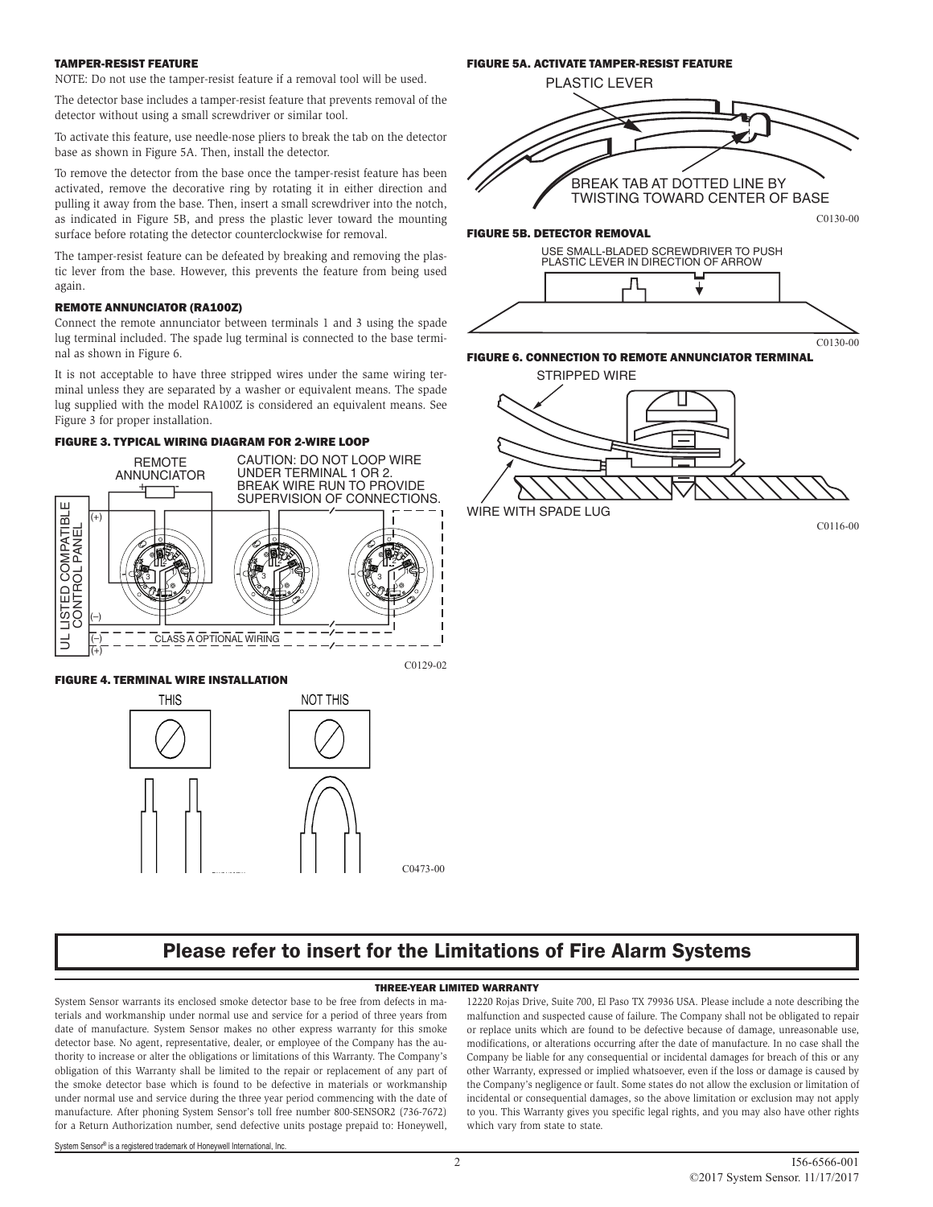### TAMPER-RESIST FEATURE

NOTE: Do not use the tamper-resist feature if a removal tool will be used.

The detector base includes a tamper-resist feature that prevents removal of the detector without using a small screwdriver or similar tool.

To activate this feature, use needle-nose pliers to break the tab on the detector base as shown in Figure 5A. Then, install the detector.

To remove the detector from the base once the tamper-resist feature has been activated, remove the decorative ring by rotating it in either direction and pulling it away from the base. Then, insert a small screwdriver into the notch, as indicated in Figure 5B, and press the plastic lever toward the mounting surface before rotating the detector counterclockwise for removal.

The tamper-resist feature can be defeated by breaking and removing the plastic lever from the base. However, this prevents the feature from being used again.

### REMOTE ANNUNCIATOR (RA100Z)

Connect the remote annunciator between terminals 1 and 3 using the spade lug terminal included. The spade lug terminal is connected to the base terminal as shown in Figure 6.

It is not acceptable to have three stripped wires under the same wiring terminal unless they are separated by a washer or equivalent means. The spade lug supplied with the model RA100Z is considered an equivalent means. See Figure 3 for proper installation.

**FIGURE 3. TYPICAL WIRING DIAGRAM FOR 2-WIRE LOOP**

REMOTE ANNUNCIATOR

CAUTION: DO NOT LOOP WIRE UNDER TERMINAL 1 OR 2. BREAK WIRE RUN TO PROVIDE SUPERVISION OF CONNECTIONS.

UL LISTED COMPATIBLE CONTROL PANEL

CLASS A OPTIONAL WIRING

C0129-02

**FIGURE 4. TERMINAL WIRE INSTALLATION**

THIS

NOT THIS

C0473-00

**FIGURE 5A. ACTIVATE TAMPER-RESIST FEATURE**

PLASTIC LEVER

BREAK TAB AT DOTTED LINE BY TWISTING TOWARD CENTER OF BASE

C0130-00

**FIGURE 5B. DETECTOR REMOVAL**

USE SMALL-BLADED SCREWDRIVER TO PUSH PLASTIC LEVER IN DIRECTION OF ARROW

C0130-00

**FIGURE 6. CONNECTION TO REMOTE ANNUNCIATOR TERMINAL**

STRIPPED WIRE

WIRE WITH SPADE LUG

C0116-00

## Please refer to insert for the Limitations of Fire Alarm Systems

### THREE-YEAR LIMITED WARRANTY

System Sensor warrants its enclosed smoke detector base to be free from defects in materials and workmanship under normal use and service for a period of three years from date of manufacture. System Sensor makes no other express warranty for this smoke detector base. No agent, representative, dealer, or employee of the Company has the authority to increase or alter the obligations or limitations of this Warranty. The Company's obligation of this Warranty shall be limited to the repair or replacement of any part of the smoke detector base which is found to be defective in materials or workmanship under normal use and service during the three year period commencing with the date of manufacture. After phoning System Sensor's toll free number 800-SENSOR2 (736-7672) for a Return Authorization number, send defective units postage prepaid to: Honeywell, 12220 Rojas Drive, Suite 700, El Paso TX 79936 USA. Please include a note describing the malfunction and suspected cause of failure. The Company shall not be obligated to repair or replace units which are found to be defective because of damage, unreasonable use, modifications, or alterations occurring after the date of manufacture. In no case shall the Company be liable for any consequential or incidental damages for breach of this or any other Warranty, expressed or implied whatsoever, even if the loss or damage is caused by the Company's negligence or fault. Some states do not allow the exclusion or limitation of incidental or consequential damages, so the above limitation or exclusion may not apply to you. This Warranty gives you specific legal rights, and you may also have other rights which vary from state to state.

System Sensor® is a registered trademark of Honeywell International, Inc.

I56-6566-001
©2017 System Sensor. 11/17/2017